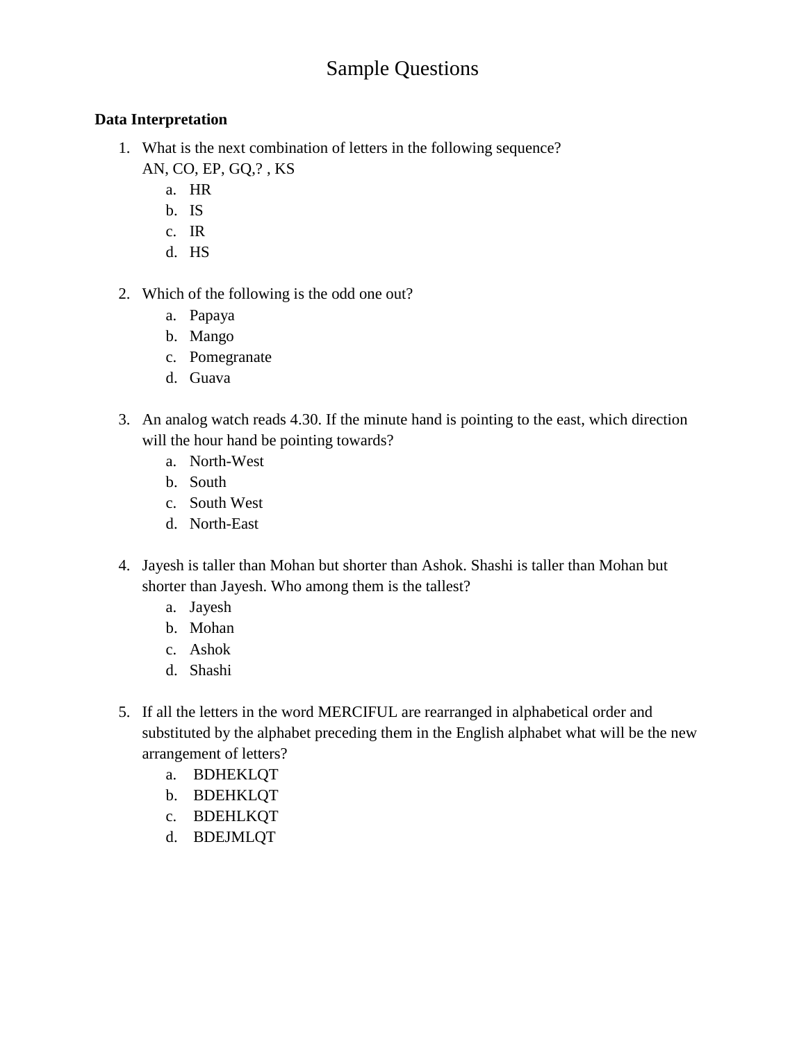# Sample Questions

**Data Interpretation**

1. What is the next combination of letters in the following sequence?
   AN, CO, EP, GQ,? , KS
   a. HR
   b. IS
   c. IR
   d. HS

2. Which of the following is the odd one out?
   a. Papaya
   b. Mango
   c. Pomegranate
   d. Guava

3. An analog watch reads 4.30. If the minute hand is pointing to the east, which direction will the hour hand be pointing towards?
   a. North-West
   b. South
   c. South West
   d. North-East

4. Jayesh is taller than Mohan but shorter than Ashok. Shashi is taller than Mohan but shorter than Jayesh. Who among them is the tallest?
   a. Jayesh
   b. Mohan
   c. Ashok
   d. Shashi

5. If all the letters in the word MERCIFUL are rearranged in alphabetical order and substituted by the alphabet preceding them in the English alphabet what will be the new arrangement of letters?
   a. BDHEKLQT
   b. BDEHKLQT
   c. BDEHLKQT
   d. BDEJMLQT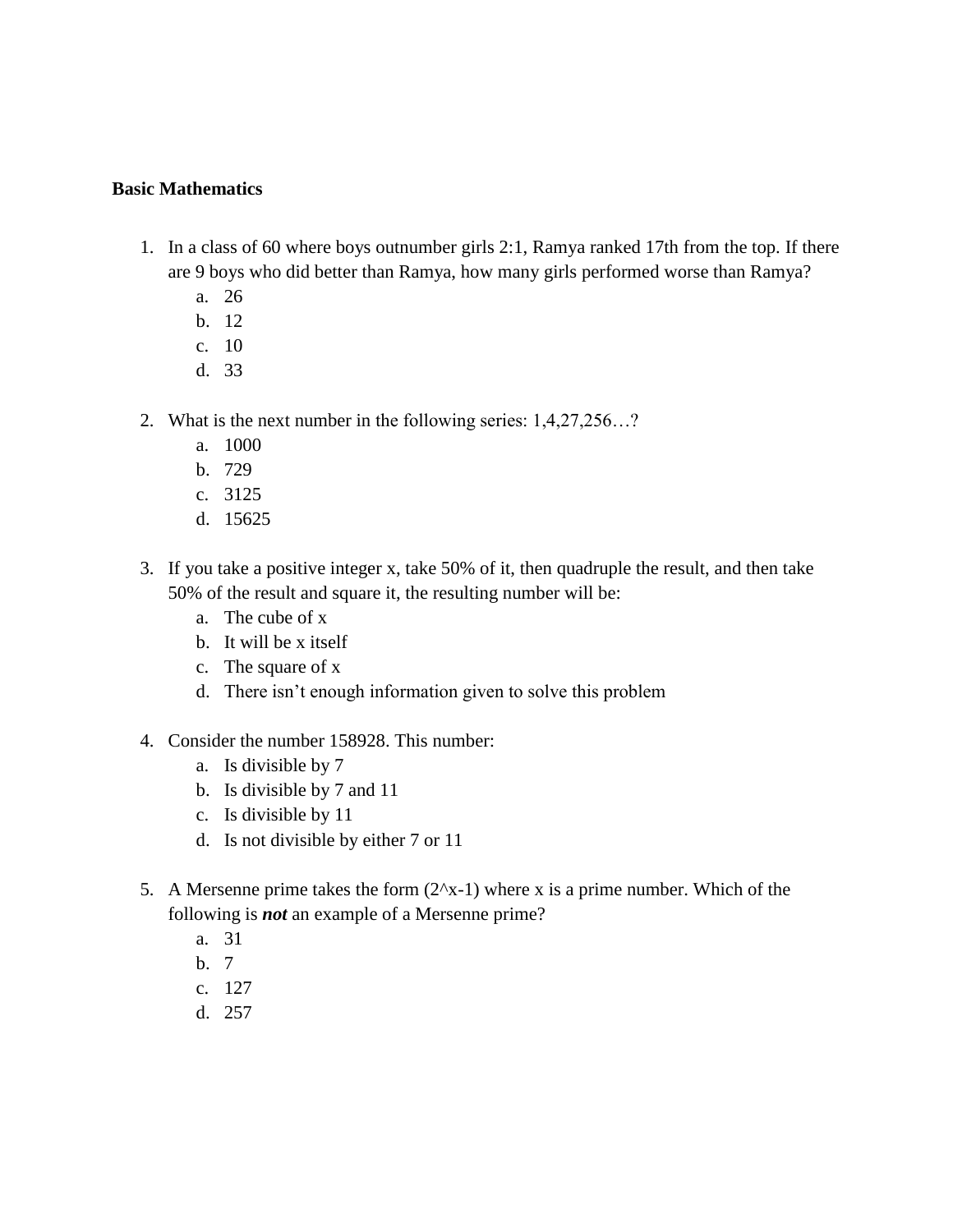**Basic Mathematics**

1. In a class of 60 where boys outnumber girls 2:1, Ramya ranked 17th from the top. If there are 9 boys who did better than Ramya, how many girls performed worse than Ramya?
    a. 26
    b. 12
    c. 10
    d. 33

2. What is the next number in the following series: 1,4,27,256…?
    a. 1000
    b. 729
    c. 3125
    d. 15625

3. If you take a positive integer x, take 50% of it, then quadruple the result, and then take 50% of the result and square it, the resulting number will be:
    a. The cube of x
    b. It will be x itself
    c. The square of x
    d. There isn't enough information given to solve this problem

4. Consider the number 158928. This number:
    a. Is divisible by 7
    b. Is divisible by 7 and 11
    c. Is divisible by 11
    d. Is not divisible by either 7 or 11

5. A Mersenne prime takes the form $(2^x-1)$ where x is a prime number. Which of the following is ***not*** an example of a Mersenne prime?
    a. 31
    b. 7
    c. 127
    d. 257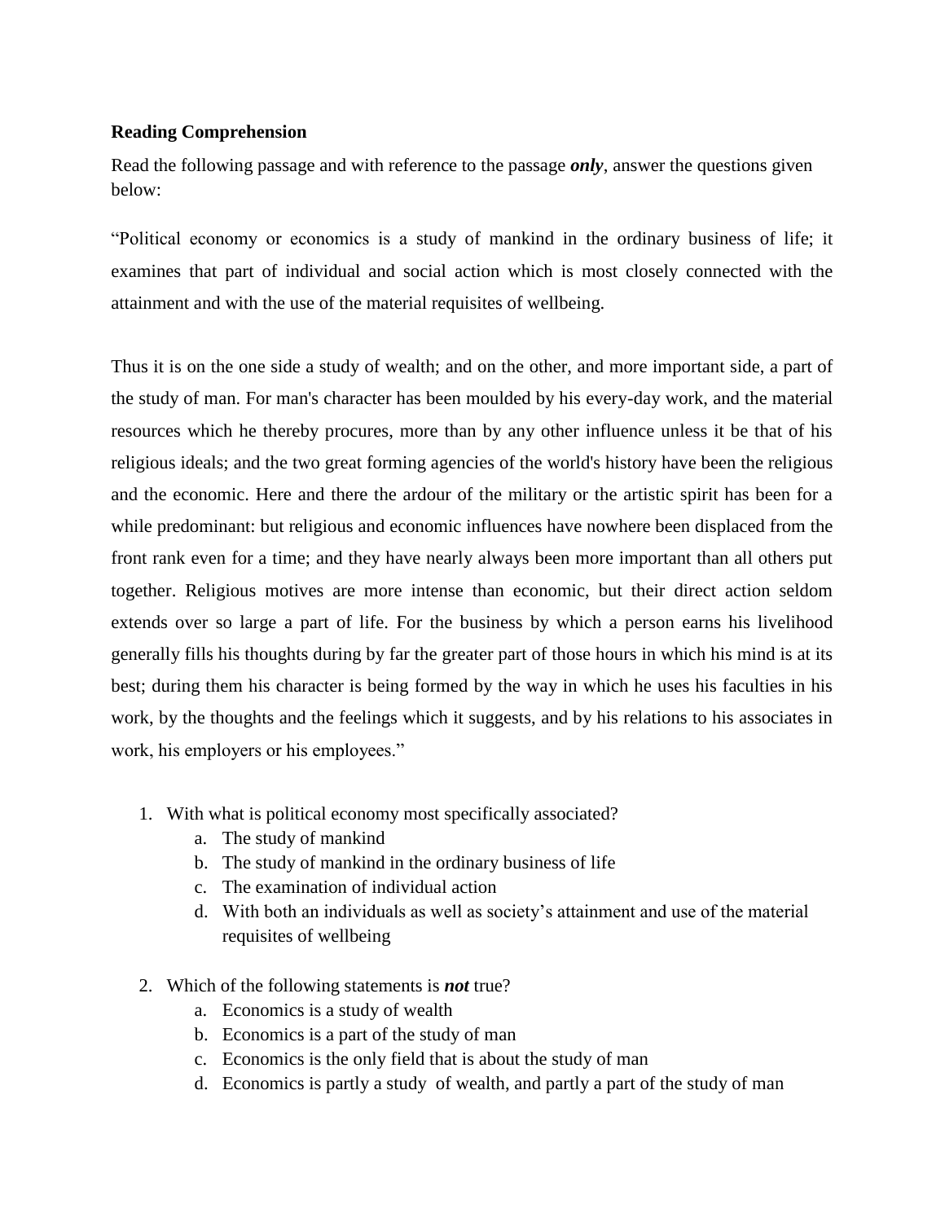**Reading Comprehension**

Read the following passage and with reference to the passage ***only***, answer the questions given below:

"Political economy or economics is a study of mankind in the ordinary business of life; it examines that part of individual and social action which is most closely connected with the attainment and with the use of the material requisites of wellbeing.

Thus it is on the one side a study of wealth; and on the other, and more important side, a part of the study of man. For man's character has been moulded by his every-day work, and the material resources which he thereby procures, more than by any other influence unless it be that of his religious ideals; and the two great forming agencies of the world's history have been the religious and the economic. Here and there the ardour of the military or the artistic spirit has been for a while predominant: but religious and economic influences have nowhere been displaced from the front rank even for a time; and they have nearly always been more important than all others put together. Religious motives are more intense than economic, but their direct action seldom extends over so large a part of life. For the business by which a person earns his livelihood generally fills his thoughts during by far the greater part of those hours in which his mind is at its best; during them his character is being formed by the way in which he uses his faculties in his work, by the thoughts and the feelings which it suggests, and by his relations to his associates in work, his employers or his employees."

1. With what is political economy most specifically associated?
   a. The study of mankind
   b. The study of mankind in the ordinary business of life
   c. The examination of individual action
   d. With both an individuals as well as society's attainment and use of the material requisites of wellbeing

2. Which of the following statements is ***not*** true?
   a. Economics is a study of wealth
   b. Economics is a part of the study of man
   c. Economics is the only field that is about the study of man
   d. Economics is partly a study of wealth, and partly a part of the study of man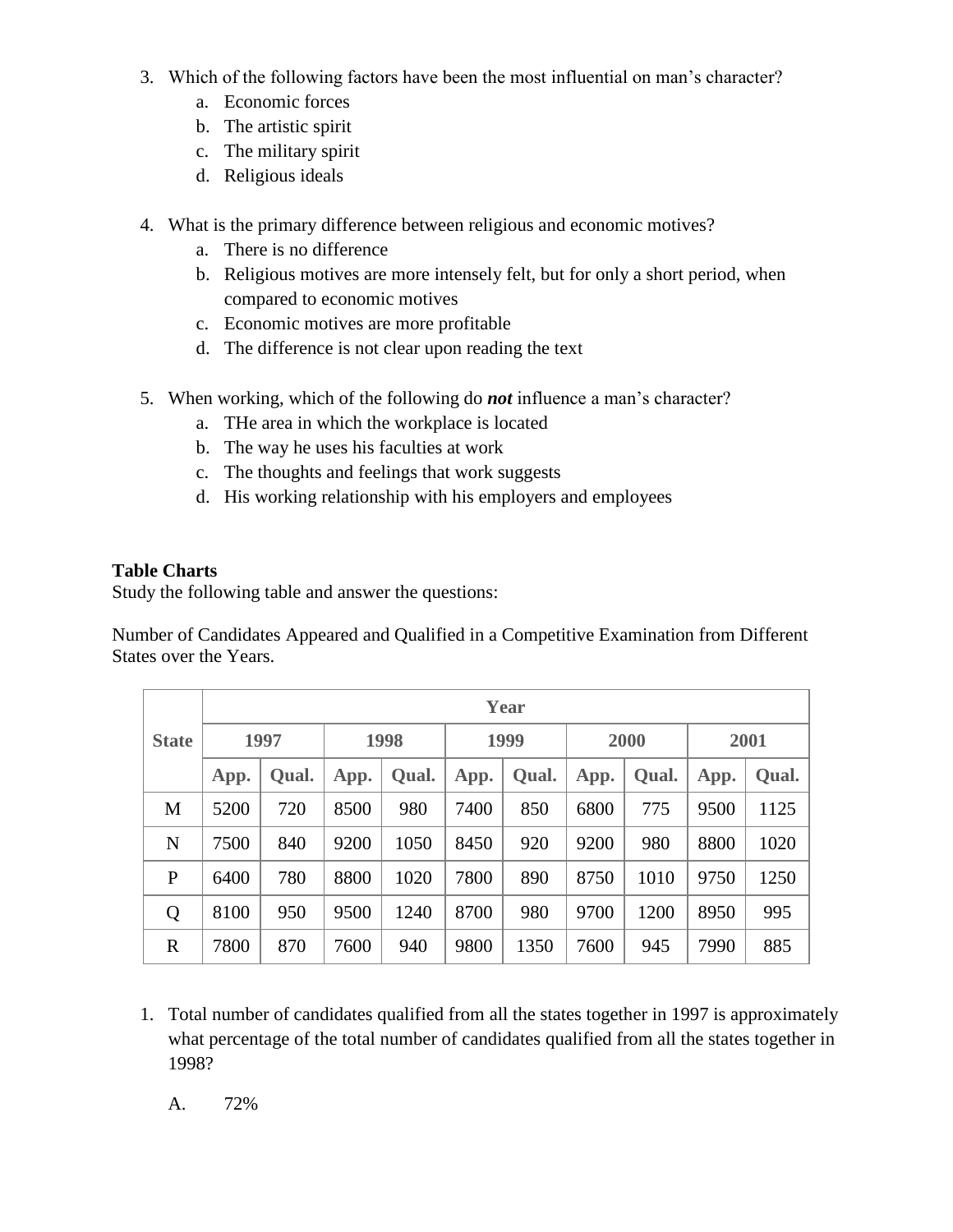3. Which of the following factors have been the most influential on man's character?
   a. Economic forces
   b. The artistic spirit
   c. The military spirit
   d. Religious ideals

4. What is the primary difference between religious and economic motives?
   a. There is no difference
   b. Religious motives are more intensely felt, but for only a short period, when compared to economic motives
   c. Economic motives are more profitable
   d. The difference is not clear upon reading the text

5. When working, which of the following do ***not*** influence a man's character?
   a. THe area in which the workplace is located
   b. The way he uses his faculties at work
   c. The thoughts and feelings that work suggests
   d. His working relationship with his employers and employees

**Table Charts**
Study the following table and answer the questions:

Number of Candidates Appeared and Qualified in a Competitive Examination from Different States over the Years.

| State | Year | | | | | | | | | |
|---|---|---|---|---|---|---|---|---|---|---|
| | 1997 | | 1998 | | 1999 | | 2000 | | 2001 | |
| | App. | Qual. | App. | Qual. | App. | Qual. | App. | Qual. | App. | Qual. |
| M | 5200 | 720 | 8500 | 980 | 7400 | 850 | 6800 | 775 | 9500 | 1125 |
| N | 7500 | 840 | 9200 | 1050 | 8450 | 920 | 9200 | 980 | 8800 | 1020 |
| P | 6400 | 780 | 8800 | 1020 | 7800 | 890 | 8750 | 1010 | 9750 | 1250 |
| Q | 8100 | 950 | 9500 | 1240 | 8700 | 980 | 9700 | 1200 | 8950 | 995 |
| R | 7800 | 870 | 7600 | 940 | 9800 | 1350 | 7600 | 945 | 7990 | 885 |

1. Total number of candidates qualified from all the states together in 1997 is approximately what percentage of the total number of candidates qualified from all the states together in 1998?

   A. 72%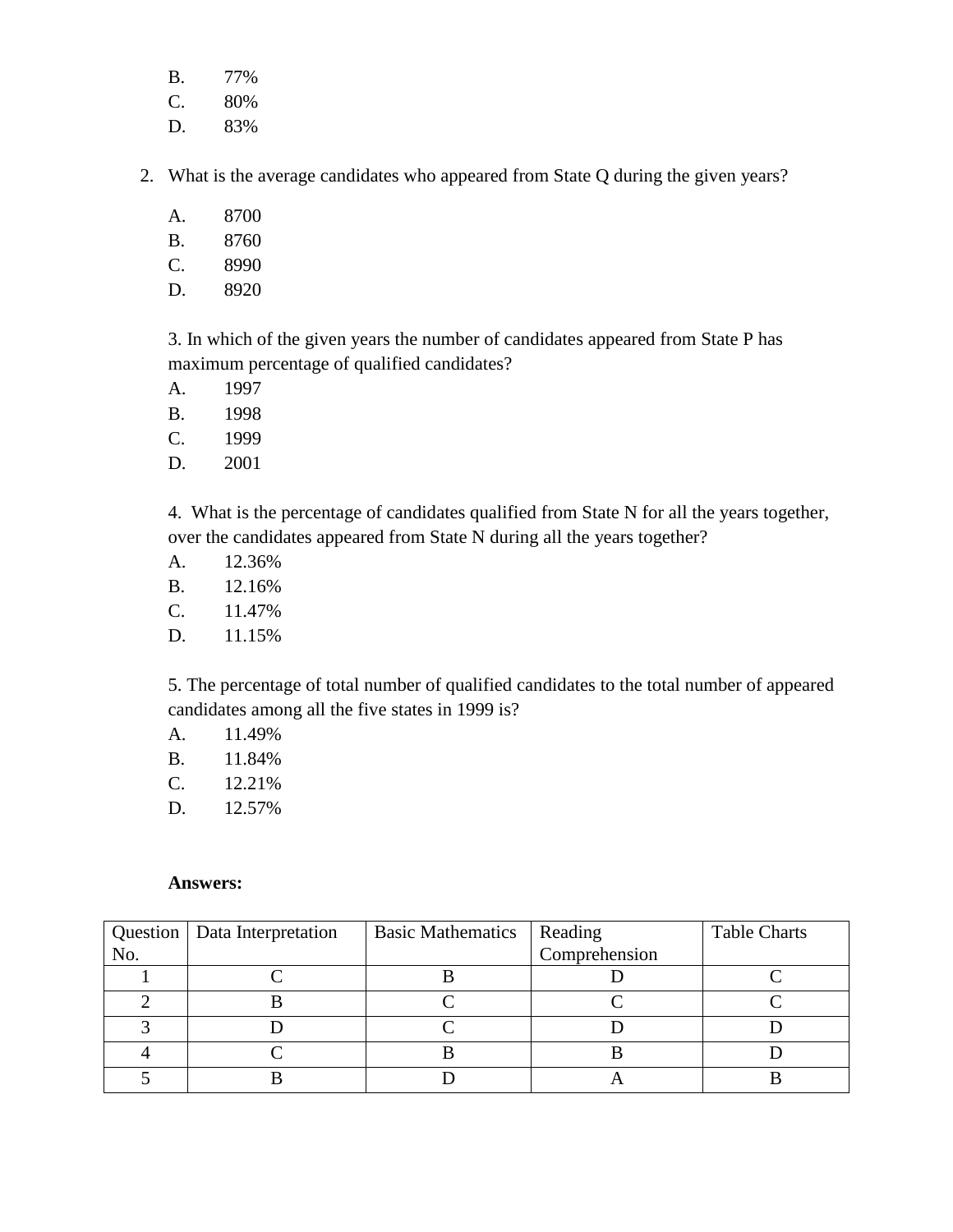B. 77%  
C. 80%  
D. 83%

2. What is the average candidates who appeared from State Q during the given years?

    A. 8700  
    B. 8760  
    C. 8990  
    D. 8920

3. In which of the given years the number of candidates appeared from State P has maximum percentage of qualified candidates?

    A. 1997  
    B. 1998  
    C. 1999  
    D. 2001

4. What is the percentage of candidates qualified from State N for all the years together, over the candidates appeared from State N during all the years together?

    A. 12.36%  
    B. 12.16%  
    C. 11.47%  
    D. 11.15%

5. The percentage of total number of qualified candidates to the total number of appeared candidates among all the five states in 1999 is?

    A. 11.49%  
    B. 11.84%  
    C. 12.21%  
    D. 12.57%

**Answers:**

| Question No. | Data Interpretation | Basic Mathematics | Reading Comprehension | Table Charts |
|---|---|---|---|---|
| 1 | C | B | D | C |
| 2 | B | C | C | C |
| 3 | D | C | D | D |
| 4 | C | B | B | D |
| 5 | B | D | A | B |